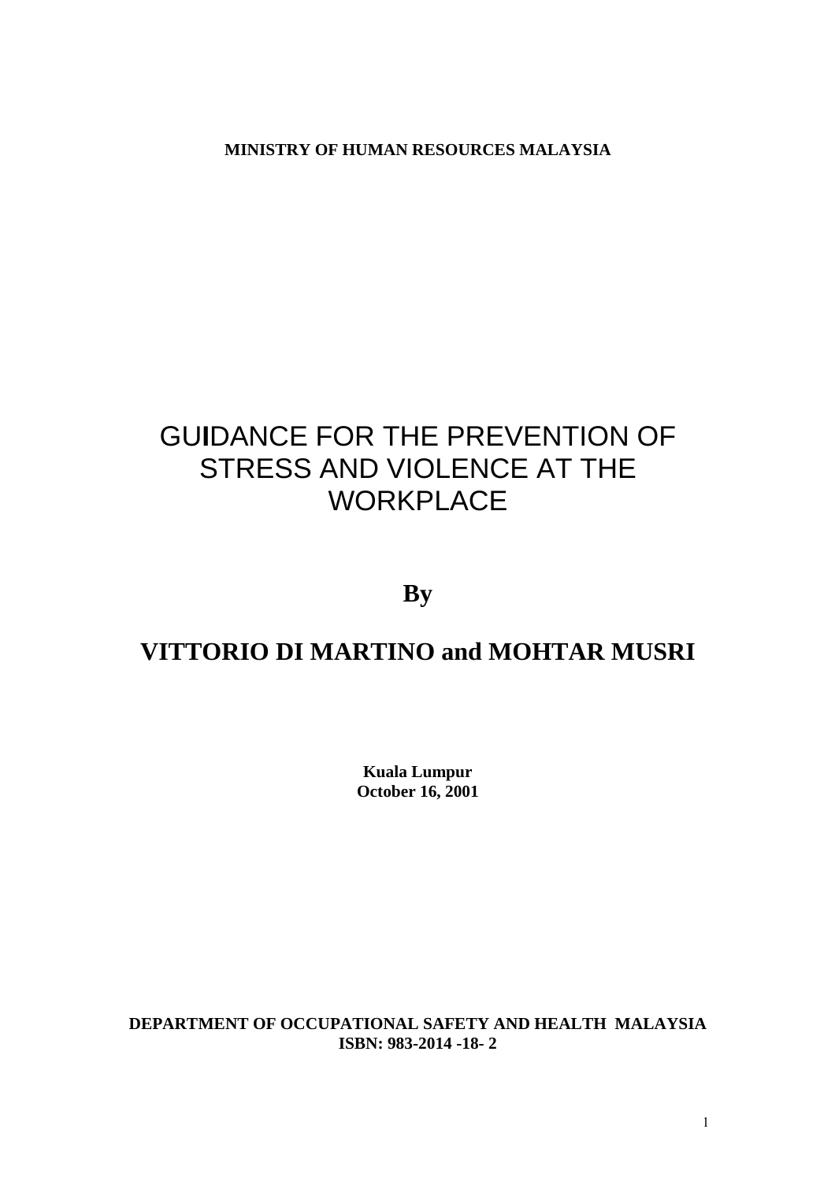**MINISTRY OF HUMAN RESOURCES MALAYSIA**

# GUIDANCE FOR THE PREVENTION OF STRESS AND VIOLENCE AT THE WORKPLACE

**By**

## VITTORIO DI MARTINO and MOHTAR MUSRI

**Kuala Lumpur**
**October 16, 2001**

**DEPARTMENT OF OCCUPATIONAL SAFETY AND HEALTH MALAYSIA**
**ISBN: 983-2014 -18- 2**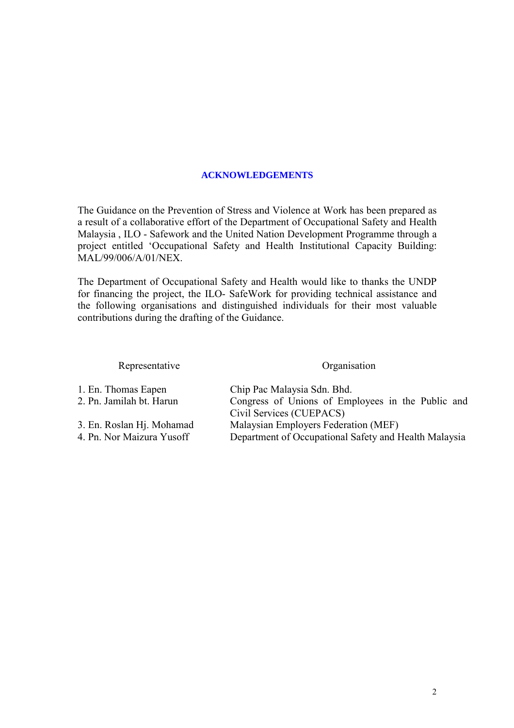## ACKNOWLEDGEMENTS

The Guidance on the Prevention of Stress and Violence at Work has been prepared as a result of a collaborative effort of the Department of Occupational Safety and Health Malaysia , ILO - Safework and the United Nation Development Programme through a project entitled 'Occupational Safety and Health Institutional Capacity Building: MAL/99/006/A/01/NEX.

The Department of Occupational Safety and Health would like to thanks the UNDP for financing the project, the ILO- SafeWork for providing technical assistance and the following organisations and distinguished individuals for their most valuable contributions during the drafting of the Guidance.

| Representative | Organisation |
|---|---|
| 1. En. Thomas Eapen | Chip Pac Malaysia Sdn. Bhd. |
| 2. Pn. Jamilah bt. Harun | Congress of Unions of Employees in the Public and Civil Services (CUEPACS) |
| 3. En. Roslan Hj. Mohamad | Malaysian Employers Federation (MEF) |
| 4. Pn. Nor Maizura Yusoff | Department of Occupational Safety and Health Malaysia |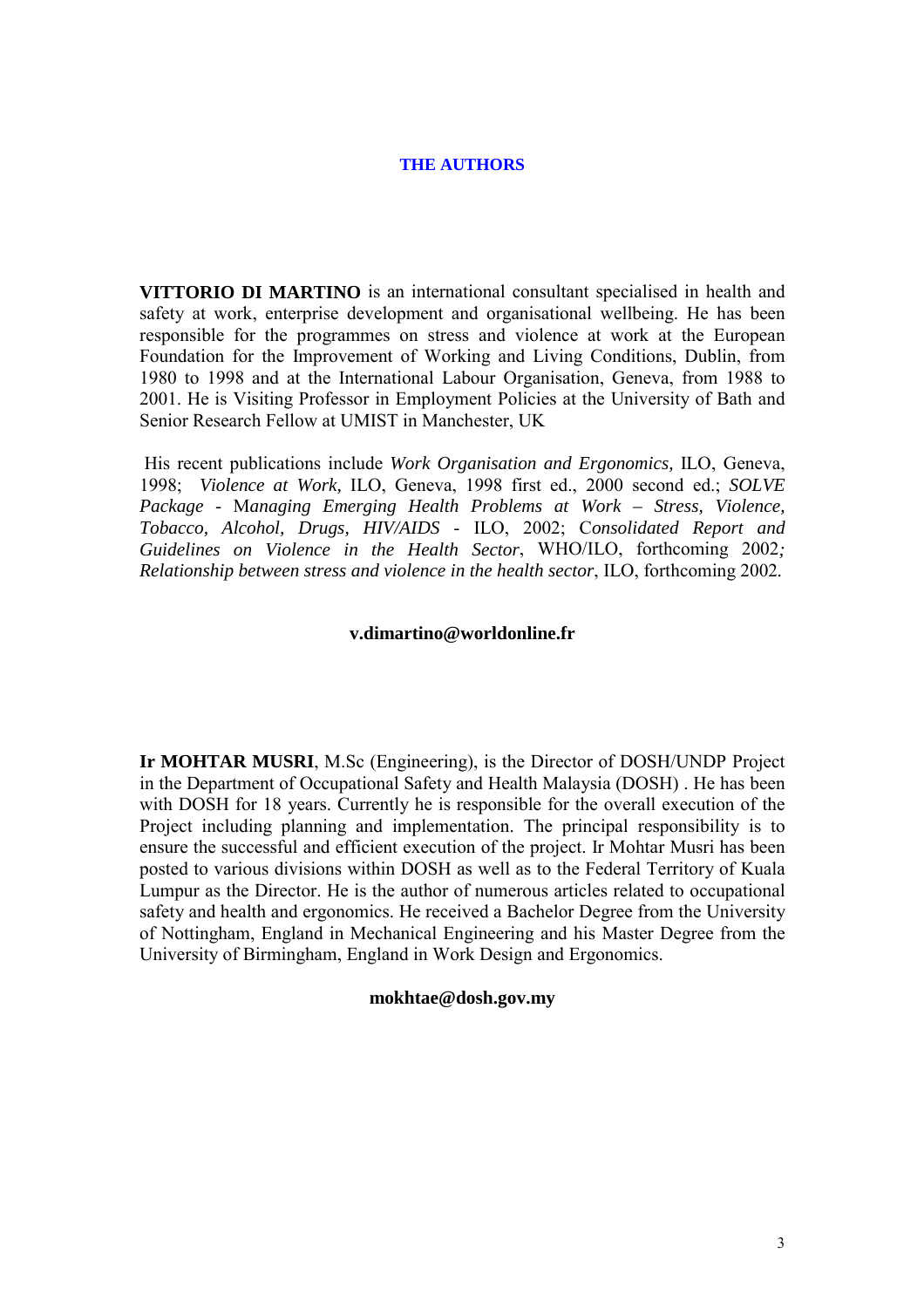## THE AUTHORS

**VITTORIO DI MARTINO** is an international consultant specialised in health and safety at work, enterprise development and organisational wellbeing. He has been responsible for the programmes on stress and violence at work at the European Foundation for the Improvement of Working and Living Conditions, Dublin, from 1980 to 1998 and at the International Labour Organisation, Geneva, from 1988 to 2001. He is Visiting Professor in Employment Policies at the University of Bath and Senior Research Fellow at UMIST in Manchester, UK

His recent publications include *Work Organisation and Ergonomics,* ILO, Geneva, 1998; *Violence at Work,* ILO, Geneva, 1998 first ed., 2000 second ed.; *SOLVE Package* - M*anaging Emerging Health Problems at Work – Stress, Violence, Tobacco, Alcohol, Drugs, HIV/AIDS* - ILO, 2002; C*onsolidated Report and Guidelines on Violence in the Health Sector*, WHO/ILO, forthcoming 2002*; Relationship between stress and violence in the health sector*, ILO, forthcoming 2002.

**v.dimartino@worldonline.fr**

**Ir MOHTAR MUSRI**, M.Sc (Engineering), is the Director of DOSH/UNDP Project in the Department of Occupational Safety and Health Malaysia (DOSH) . He has been with DOSH for 18 years. Currently he is responsible for the overall execution of the Project including planning and implementation. The principal responsibility is to ensure the successful and efficient execution of the project. Ir Mohtar Musri has been posted to various divisions within DOSH as well as to the Federal Territory of Kuala Lumpur as the Director. He is the author of numerous articles related to occupational safety and health and ergonomics. He received a Bachelor Degree from the University of Nottingham, England in Mechanical Engineering and his Master Degree from the University of Birmingham, England in Work Design and Ergonomics.

**mokhtae@dosh.gov.my**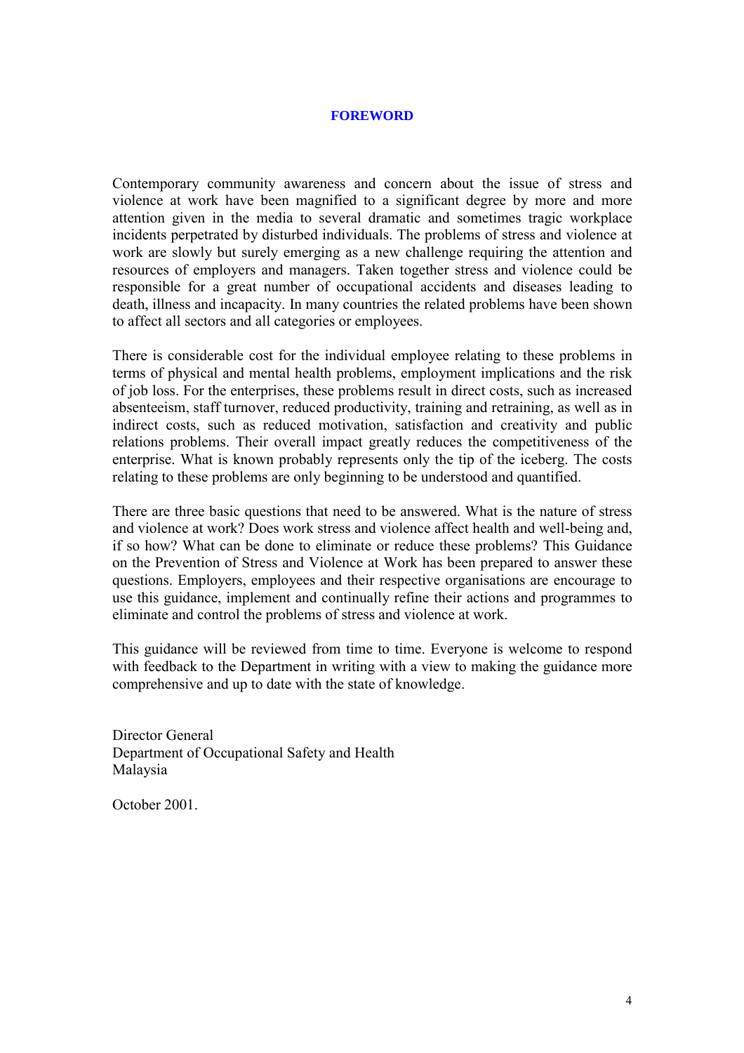# FOREWORD

Contemporary community awareness and concern about the issue of stress and violence at work have been magnified to a significant degree by more and more attention given in the media to several dramatic and sometimes tragic workplace incidents perpetrated by disturbed individuals. The problems of stress and violence at work are slowly but surely emerging as a new challenge requiring the attention and resources of employers and managers. Taken together stress and violence could be responsible for a great number of occupational accidents and diseases leading to death, illness and incapacity. In many countries the related problems have been shown to affect all sectors and all categories or employees.

There is considerable cost for the individual employee relating to these problems in terms of physical and mental health problems, employment implications and the risk of job loss. For the enterprises, these problems result in direct costs, such as increased absenteeism, staff turnover, reduced productivity, training and retraining, as well as in indirect costs, such as reduced motivation, satisfaction and creativity and public relations problems. Their overall impact greatly reduces the competitiveness of the enterprise. What is known probably represents only the tip of the iceberg. The costs relating to these problems are only beginning to be understood and quantified.

There are three basic questions that need to be answered. What is the nature of stress and violence at work? Does work stress and violence affect health and well-being and, if so how? What can be done to eliminate or reduce these problems? This Guidance on the Prevention of Stress and Violence at Work has been prepared to answer these questions. Employers, employees and their respective organisations are encourage to use this guidance, implement and continually refine their actions and programmes to eliminate and control the problems of stress and violence at work.

This guidance will be reviewed from time to time. Everyone is welcome to respond with feedback to the Department in writing with a view to making the guidance more comprehensive and up to date with the state of knowledge.

Director General  
Department of Occupational Safety and Health  
Malaysia

October 2001.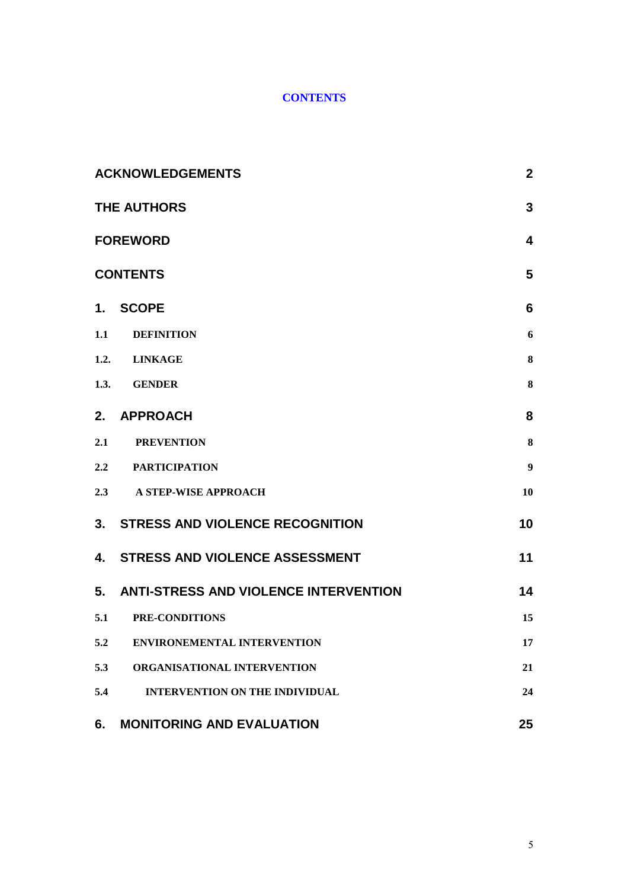# CONTENTS

| | |
|---|---|
| **ACKNOWLEDGEMENTS** | **2** |
| **THE AUTHORS** | **3** |
| **FOREWORD** | **4** |
| **CONTENTS** | **5** |
| **1. SCOPE** | **6** |
| **1.1 DEFINITION** | **6** |
| **1.2. LINKAGE** | **8** |
| **1.3. GENDER** | **8** |
| **2. APPROACH** | **8** |
| **2.1 PREVENTION** | **8** |
| **2.2 PARTICIPATION** | **9** |
| **2.3 A STEP-WISE APPROACH** | **10** |
| **3. STRESS AND VIOLENCE RECOGNITION** | **10** |
| **4. STRESS AND VIOLENCE ASSESSMENT** | **11** |
| **5. ANTI-STRESS AND VIOLENCE INTERVENTION** | **14** |
| **5.1 PRE-CONDITIONS** | **15** |
| **5.2 ENVIRONEMENTAL INTERVENTION** | **17** |
| **5.3 ORGANISATIONAL INTERVENTION** | **21** |
| **5.4 INTERVENTION ON THE INDIVIDUAL** | **24** |
| **6. MONITORING AND EVALUATION** | **25** |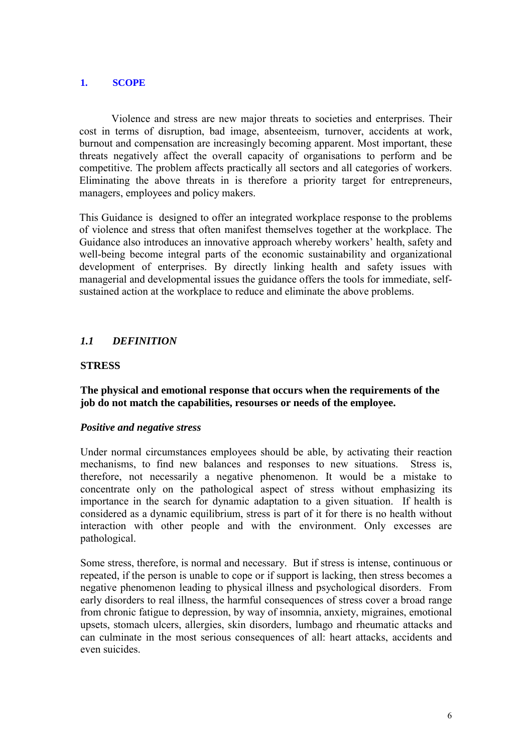## 1. SCOPE

Violence and stress are new major threats to societies and enterprises. Their cost in terms of disruption, bad image, absenteeism, turnover, accidents at work, burnout and compensation are increasingly becoming apparent. Most important, these threats negatively affect the overall capacity of organisations to perform and be competitive. The problem affects practically all sectors and all categories of workers. Eliminating the above threats in is therefore a priority target for entrepreneurs, managers, employees and policy makers.

This Guidance is designed to offer an integrated workplace response to the problems of violence and stress that often manifest themselves together at the workplace. The Guidance also introduces an innovative approach whereby workers' health, safety and well-being become integral parts of the economic sustainability and organizational development of enterprises. By directly linking health and safety issues with managerial and developmental issues the guidance offers the tools for immediate, self-sustained action at the workplace to reduce and eliminate the above problems.

### *1.1 DEFINITION*

**STRESS**

**The physical and emotional response that occurs when the requirements of the job do not match the capabilities, resourses or needs of the employee.**

***Positive and negative stress***

Under normal circumstances employees should be able, by activating their reaction mechanisms, to find new balances and responses to new situations. Stress is, therefore, not necessarily a negative phenomenon. It would be a mistake to concentrate only on the pathological aspect of stress without emphasizing its importance in the search for dynamic adaptation to a given situation. If health is considered as a dynamic equilibrium, stress is part of it for there is no health without interaction with other people and with the environment. Only excesses are pathological.

Some stress, therefore, is normal and necessary. But if stress is intense, continuous or repeated, if the person is unable to cope or if support is lacking, then stress becomes a negative phenomenon leading to physical illness and psychological disorders. From early disorders to real illness, the harmful consequences of stress cover a broad range from chronic fatigue to depression, by way of insomnia, anxiety, migraines, emotional upsets, stomach ulcers, allergies, skin disorders, lumbago and rheumatic attacks and can culminate in the most serious consequences of all: heart attacks, accidents and even suicides.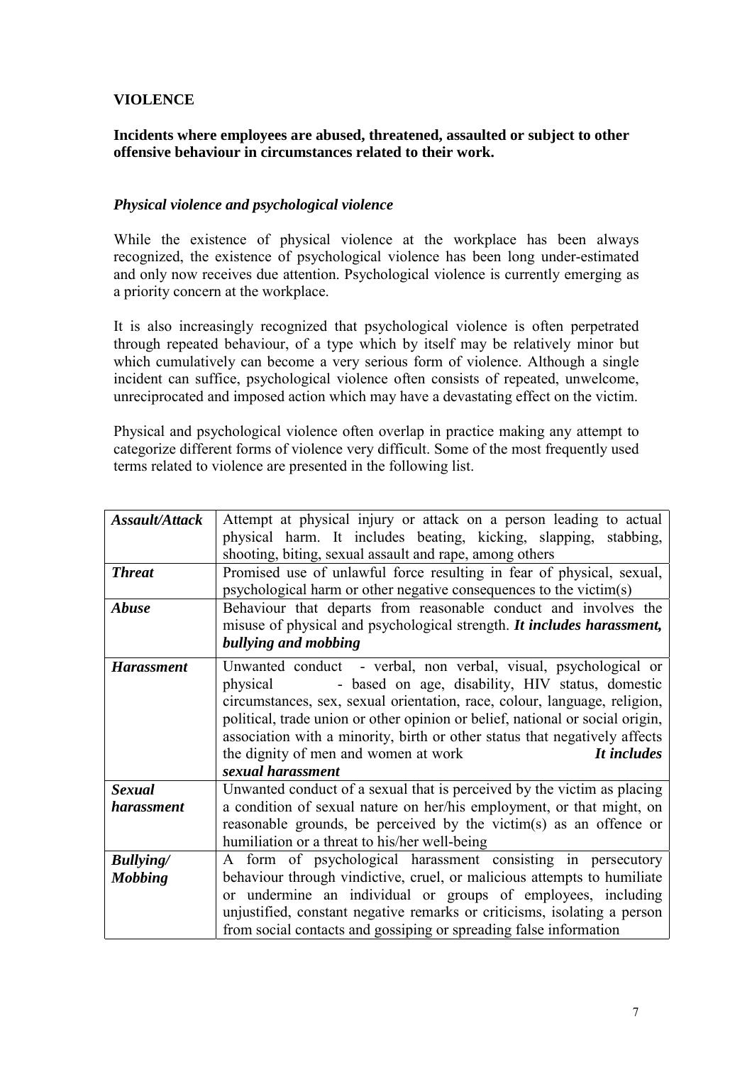## VIOLENCE

**Incidents where employees are abused, threatened, assaulted or subject to other offensive behaviour in circumstances related to their work.**

### *Physical violence and psychological violence*

While the existence of physical violence at the workplace has been always recognized, the existence of psychological violence has been long under-estimated and only now receives due attention. Psychological violence is currently emerging as a priority concern at the workplace.

It is also increasingly recognized that psychological violence is often perpetrated through repeated behaviour, of a type which by itself may be relatively minor but which cumulatively can become a very serious form of violence. Although a single incident can suffice, psychological violence often consists of repeated, unwelcome, unreciprocated and imposed action which may have a devastating effect on the victim.

Physical and psychological violence often overlap in practice making any attempt to categorize different forms of violence very difficult. Some of the most frequently used terms related to violence are presented in the following list.

| | |
|---|---|
| ***Assault/Attack*** | Attempt at physical injury or attack on a person leading to actual physical harm. It includes beating, kicking, slapping, stabbing, shooting, biting, sexual assault and rape, among others |
| ***Threat*** | Promised use of unlawful force resulting in fear of physical, sexual, psychological harm or other negative consequences to the victim(s) |
| ***Abuse*** | Behaviour that departs from reasonable conduct and involves the misuse of physical and psychological strength. ***It includes harassment, bullying and mobbing*** |
| ***Harassment*** | Unwanted conduct - verbal, non verbal, visual, psychological or physical - based on age, disability, HIV status, domestic circumstances, sex, sexual orientation, race, colour, language, religion, political, trade union or other opinion or belief, national or social origin, association with a minority, birth or other status that negatively affects the dignity of men and women at work ***It includes sexual harassment*** |
| ***Sexual harassment*** | Unwanted conduct of a sexual that is perceived by the victim as placing a condition of sexual nature on her/his employment, or that might, on reasonable grounds, be perceived by the victim(s) as an offence or humiliation or a threat to his/her well-being |
| ***Bullying/ Mobbing*** | A form of psychological harassment consisting in persecutory behaviour through vindictive, cruel, or malicious attempts to humiliate or undermine an individual or groups of employees, including unjustified, constant negative remarks or criticisms, isolating a person from social contacts and gossiping or spreading false information |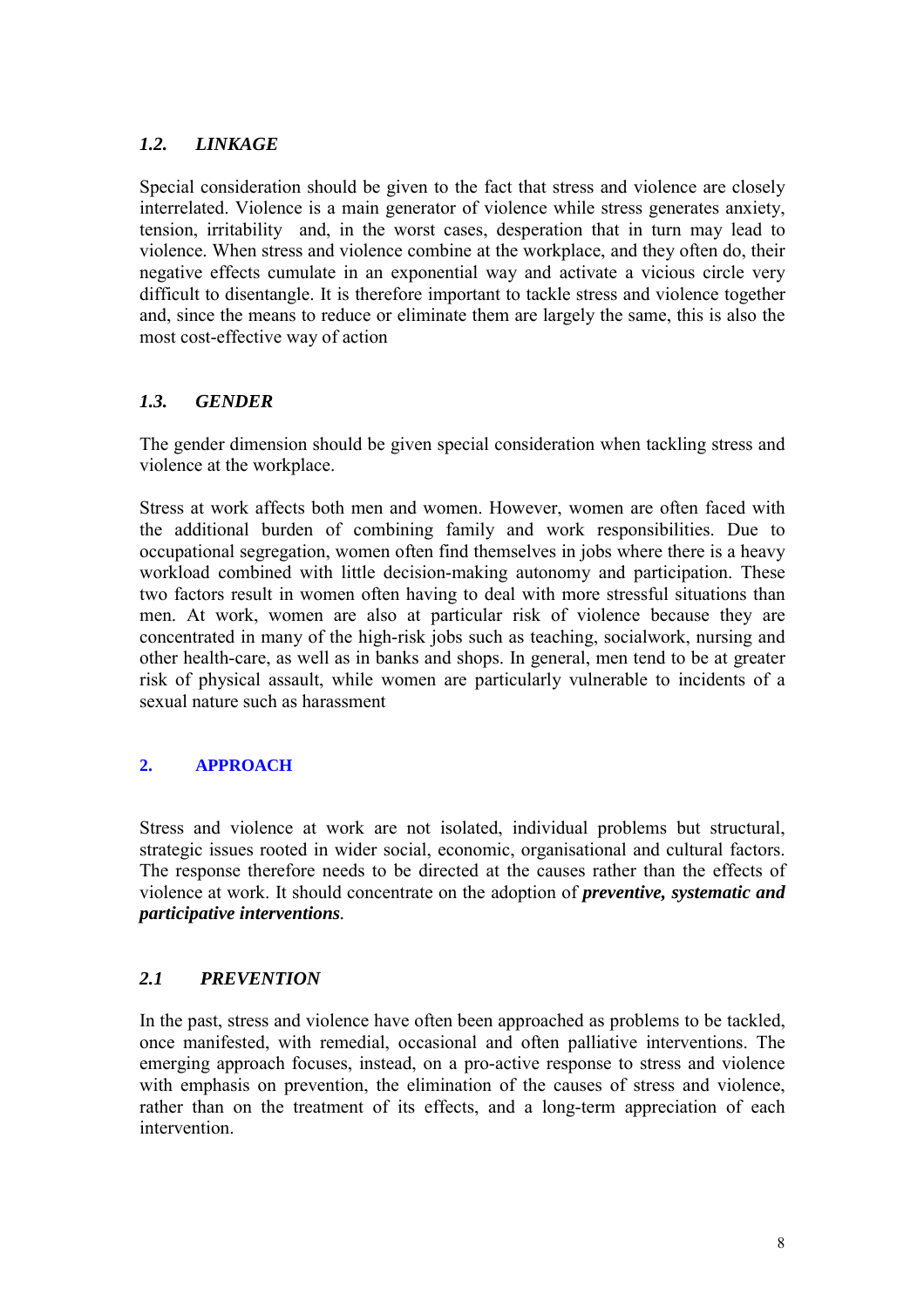### *1.2. LINKAGE*

Special consideration should be given to the fact that stress and violence are closely interrelated. Violence is a main generator of violence while stress generates anxiety, tension, irritability and, in the worst cases, desperation that in turn may lead to violence. When stress and violence combine at the workplace, and they often do, their negative effects cumulate in an exponential way and activate a vicious circle very difficult to disentangle. It is therefore important to tackle stress and violence together and, since the means to reduce or eliminate them are largely the same, this is also the most cost-effective way of action

### *1.3. GENDER*

The gender dimension should be given special consideration when tackling stress and violence at the workplace.

Stress at work affects both men and women. However, women are often faced with the additional burden of combining family and work responsibilities. Due to occupational segregation, women often find themselves in jobs where there is a heavy workload combined with little decision-making autonomy and participation. These two factors result in women often having to deal with more stressful situations than men. At work, women are also at particular risk of violence because they are concentrated in many of the high-risk jobs such as teaching, socialwork, nursing and other health-care, as well as in banks and shops. In general, men tend to be at greater risk of physical assault, while women are particularly vulnerable to incidents of a sexual nature such as harassment

## 2. APPROACH

Stress and violence at work are not isolated, individual problems but structural, strategic issues rooted in wider social, economic, organisational and cultural factors. The response therefore needs to be directed at the causes rather than the effects of violence at work. It should concentrate on the adoption of ***preventive, systematic and participative interventions***.

### *2.1 PREVENTION*

In the past, stress and violence have often been approached as problems to be tackled, once manifested, with remedial, occasional and often palliative interventions. The emerging approach focuses, instead, on a pro-active response to stress and violence with emphasis on prevention, the elimination of the causes of stress and violence, rather than on the treatment of its effects, and a long-term appreciation of each intervention.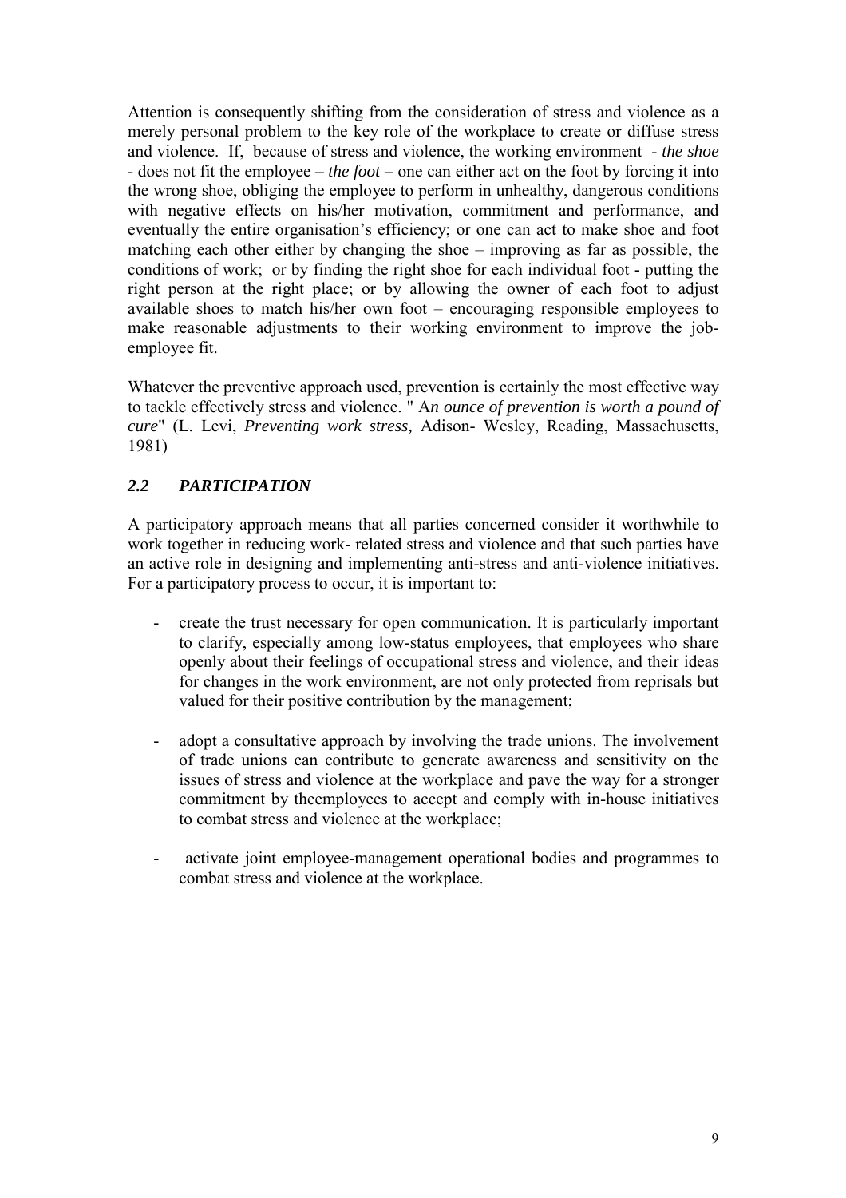Attention is consequently shifting from the consideration of stress and violence as a merely personal problem to the key role of the workplace to create or diffuse stress and violence. If, because of stress and violence, the working environment - *the shoe* - does not fit the employee – *the foot* – one can either act on the foot by forcing it into the wrong shoe, obliging the employee to perform in unhealthy, dangerous conditions with negative effects on his/her motivation, commitment and performance, and eventually the entire organisation's efficiency; or one can act to make shoe and foot matching each other either by changing the shoe – improving as far as possible, the conditions of work; or by finding the right shoe for each individual foot - putting the right person at the right place; or by allowing the owner of each foot to adjust available shoes to match his/her own foot – encouraging responsible employees to make reasonable adjustments to their working environment to improve the job-employee fit.

Whatever the preventive approach used, prevention is certainly the most effective way to tackle effectively stress and violence. " A*n ounce of prevention is worth a pound of cure*" (L. Levi, *Preventing work stress,* Adison- Wesley, Reading, Massachusetts, 1981)

### *2.2 PARTICIPATION*

A participatory approach means that all parties concerned consider it worthwhile to work together in reducing work- related stress and violence and that such parties have an active role in designing and implementing anti-stress and anti-violence initiatives. For a participatory process to occur, it is important to:

- create the trust necessary for open communication. It is particularly important to clarify, especially among low-status employees, that employees who share openly about their feelings of occupational stress and violence, and their ideas for changes in the work environment, are not only protected from reprisals but valued for their positive contribution by the management;

- adopt a consultative approach by involving the trade unions. The involvement of trade unions can contribute to generate awareness and sensitivity on the issues of stress and violence at the workplace and pave the way for a stronger commitment by theemployees to accept and comply with in-house initiatives to combat stress and violence at the workplace;

- activate joint employee-management operational bodies and programmes to combat stress and violence at the workplace.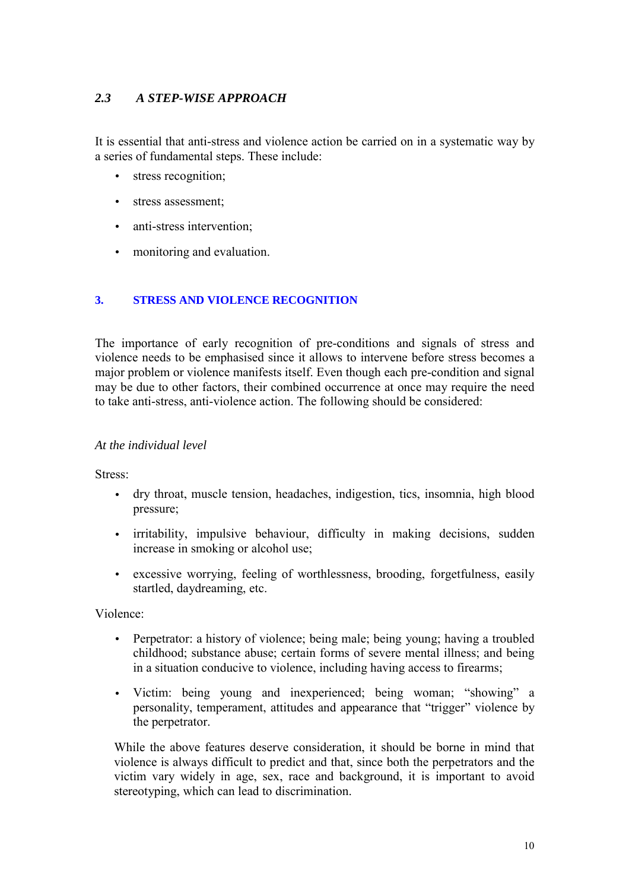### *2.3 A STEP-WISE APPROACH*

It is essential that anti-stress and violence action be carried on in a systematic way by a series of fundamental steps. These include:

- stress recognition;
- stress assessment;
- anti-stress intervention;
- monitoring and evaluation.

## 3. STRESS AND VIOLENCE RECOGNITION

The importance of early recognition of pre-conditions and signals of stress and violence needs to be emphasised since it allows to intervene before stress becomes a major problem or violence manifests itself. Even though each pre-condition and signal may be due to other factors, their combined occurrence at once may require the need to take anti-stress, anti-violence action. The following should be considered:

*At the individual level*

Stress:

- dry throat, muscle tension, headaches, indigestion, tics, insomnia, high blood pressure;
- irritability, impulsive behaviour, difficulty in making decisions, sudden increase in smoking or alcohol use;
- excessive worrying, feeling of worthlessness, brooding, forgetfulness, easily startled, daydreaming, etc.

Violence:

- Perpetrator: a history of violence; being male; being young; having a troubled childhood; substance abuse; certain forms of severe mental illness; and being in a situation conducive to violence, including having access to firearms;
- Victim: being young and inexperienced; being woman; "showing" a personality, temperament, attitudes and appearance that "trigger" violence by the perpetrator.

While the above features deserve consideration, it should be borne in mind that violence is always difficult to predict and that, since both the perpetrators and the victim vary widely in age, sex, race and background, it is important to avoid stereotyping, which can lead to discrimination.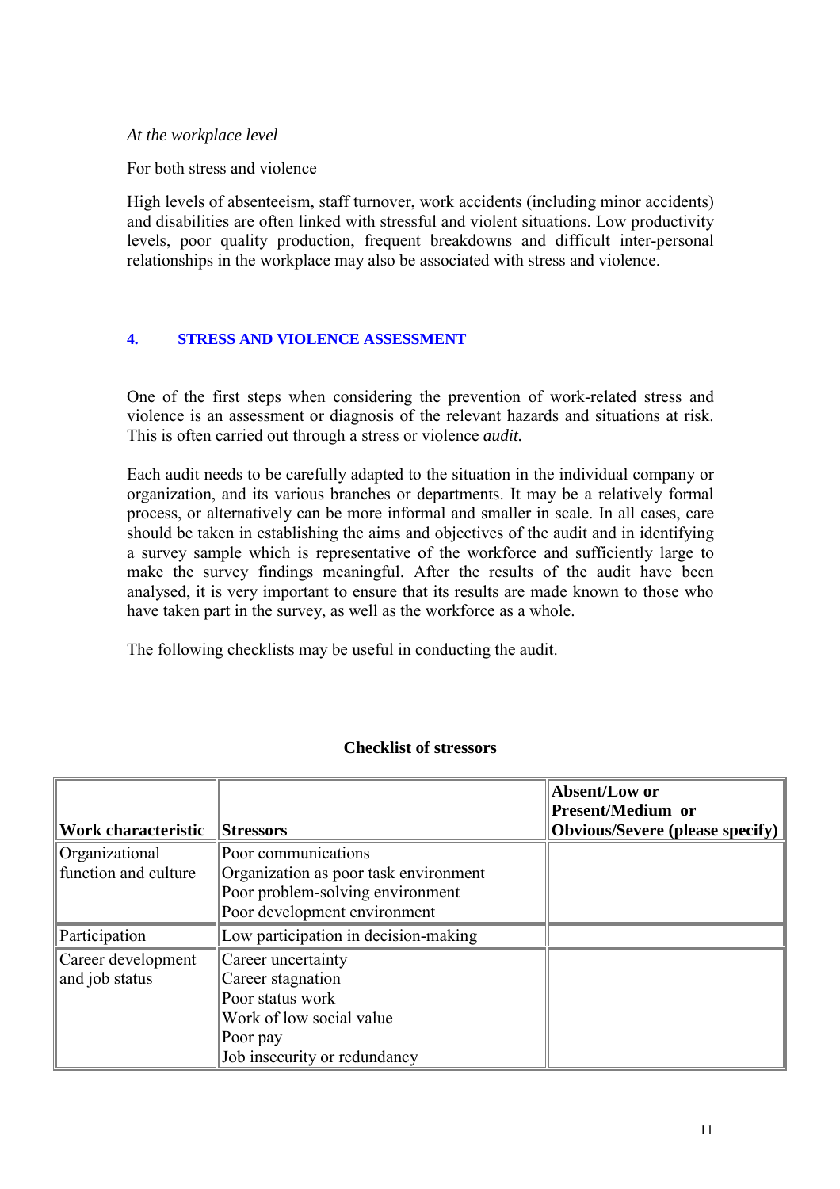*At the workplace level*

For both stress and violence

High levels of absenteeism, staff turnover, work accidents (including minor accidents) and disabilities are often linked with stressful and violent situations. Low productivity levels, poor quality production, frequent breakdowns and difficult inter-personal relationships in the workplace may also be associated with stress and violence.

## 4. STRESS AND VIOLENCE ASSESSMENT

One of the first steps when considering the prevention of work-related stress and violence is an assessment or diagnosis of the relevant hazards and situations at risk. This is often carried out through a stress or violence *audit.*

Each audit needs to be carefully adapted to the situation in the individual company or organization, and its various branches or departments. It may be a relatively formal process, or alternatively can be more informal and smaller in scale. In all cases, care should be taken in establishing the aims and objectives of the audit and in identifying a survey sample which is representative of the workforce and sufficiently large to make the survey findings meaningful. After the results of the audit have been analysed, it is very important to ensure that its results are made known to those who have taken part in the survey, as well as the workforce as a whole.

The following checklists may be useful in conducting the audit.

**Checklist of stressors**

| Work characteristic | Stressors | Absent/Low or Present/Medium or Obvious/Severe (please specify) |
|---|---|---|
| Organizational function and culture | Poor communications<br>Organization as poor task environment<br>Poor problem-solving environment<br>Poor development environment | |
| Participation | Low participation in decision-making | |
| Career development and job status | Career uncertainty<br>Career stagnation<br>Poor status work<br>Work of low social value<br>Poor pay<br>Job insecurity or redundancy | |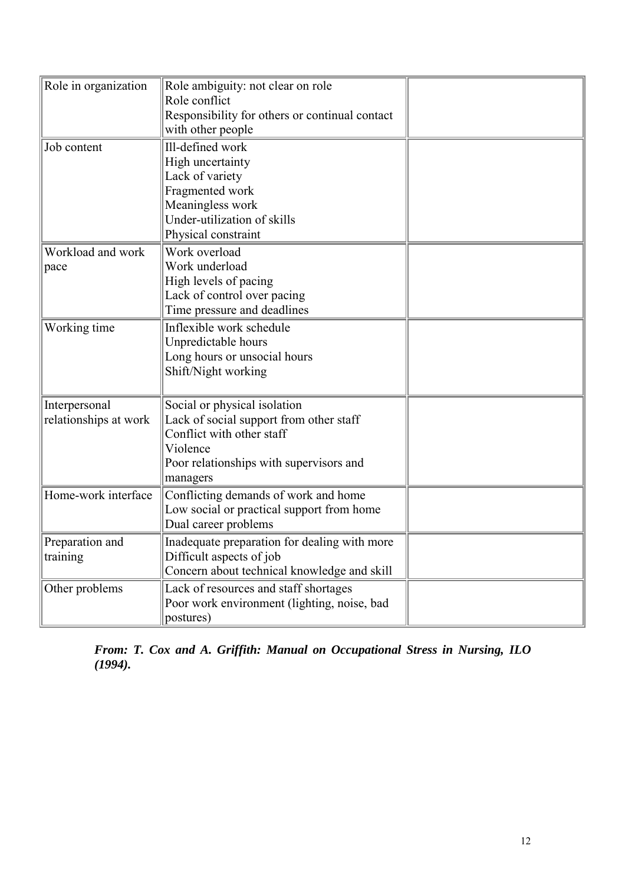| | | |
|---|---|---|
| Role in organization | Role ambiguity: not clear on role<br>Role conflict<br>Responsibility for others or continual contact with other people | |
| Job content | Ill-defined work<br>High uncertainty<br>Lack of variety<br>Fragmented work<br>Meaningless work<br>Under-utilization of skills<br>Physical constraint | |
| Workload and work pace | Work overload<br>Work underload<br>High levels of pacing<br>Lack of control over pacing<br>Time pressure and deadlines | |
| Working time | Inflexible work schedule<br>Unpredictable hours<br>Long hours or unsocial hours<br>Shift/Night working | |
| Interpersonal relationships at work | Social or physical isolation<br>Lack of social support from other staff<br>Conflict with other staff<br>Violence<br>Poor relationships with supervisors and managers | |
| Home-work interface | Conflicting demands of work and home<br>Low social or practical support from home<br>Dual career problems | |
| Preparation and training | Inadequate preparation for dealing with more Difficult aspects of job<br>Concern about technical knowledge and skill | |
| Other problems | Lack of resources and staff shortages<br>Poor work environment (lighting, noise, bad postures) | |

***From: T. Cox and A. Griffith: Manual on Occupational Stress in Nursing, ILO (1994).***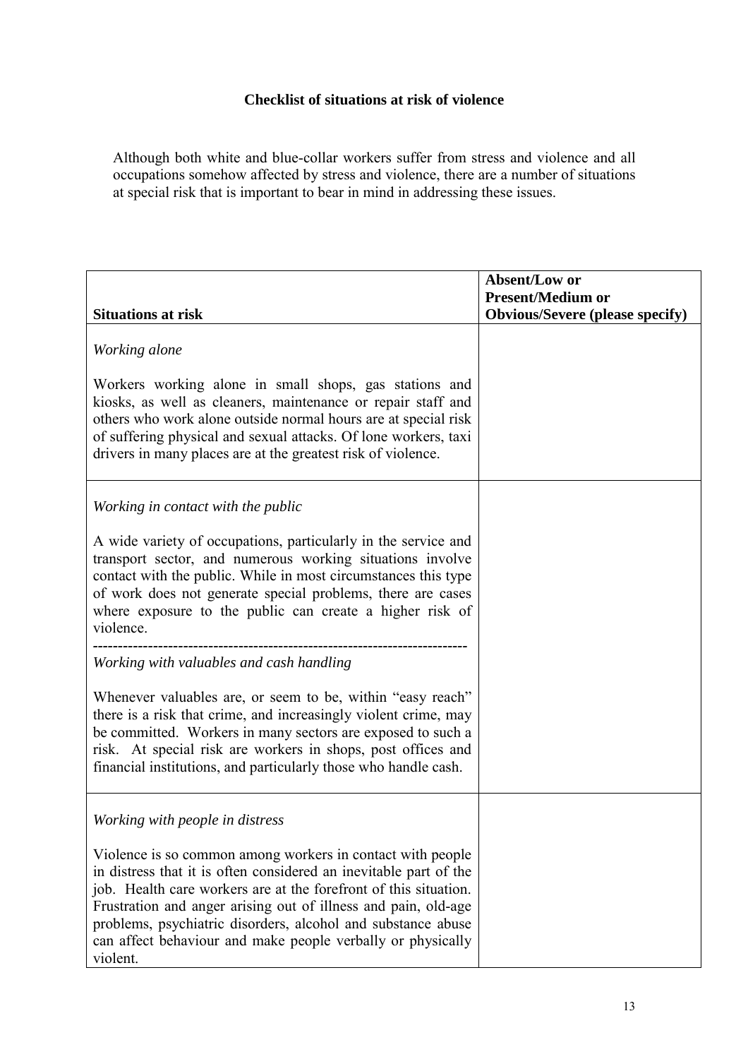**Checklist of situations at risk of violence**

Although both white and blue-collar workers suffer from stress and violence and all occupations somehow affected by stress and violence, there are a number of situations at special risk that is important to bear in mind in addressing these issues.

| Situations at risk | Absent/Low or Present/Medium or Obvious/Severe (please specify) |
| --- | --- |
| *Working alone*<br><br>Workers working alone in small shops, gas stations and kiosks, as well as cleaners, maintenance or repair staff and others who work alone outside normal hours are at special risk of suffering physical and sexual attacks. Of lone workers, taxi drivers in many places are at the greatest risk of violence. | |
| *Working in contact with the public*<br><br>A wide variety of occupations, particularly in the service and transport sector, and numerous working situations involve contact with the public. While in most circumstances this type of work does not generate special problems, there are cases where exposure to the public can create a higher risk of violence.<br>--------------------------------------------------------------------------<br>*Working with valuables and cash handling*<br><br>Whenever valuables are, or seem to be, within "easy reach" there is a risk that crime, and increasingly violent crime, may be committed. Workers in many sectors are exposed to such a risk. At special risk are workers in shops, post offices and financial institutions, and particularly those who handle cash. | |
| *Working with people in distress*<br><br>Violence is so common among workers in contact with people in distress that it is often considered an inevitable part of the job. Health care workers are at the forefront of this situation. Frustration and anger arising out of illness and pain, old-age problems, psychiatric disorders, alcohol and substance abuse can affect behaviour and make people verbally or physically violent. | |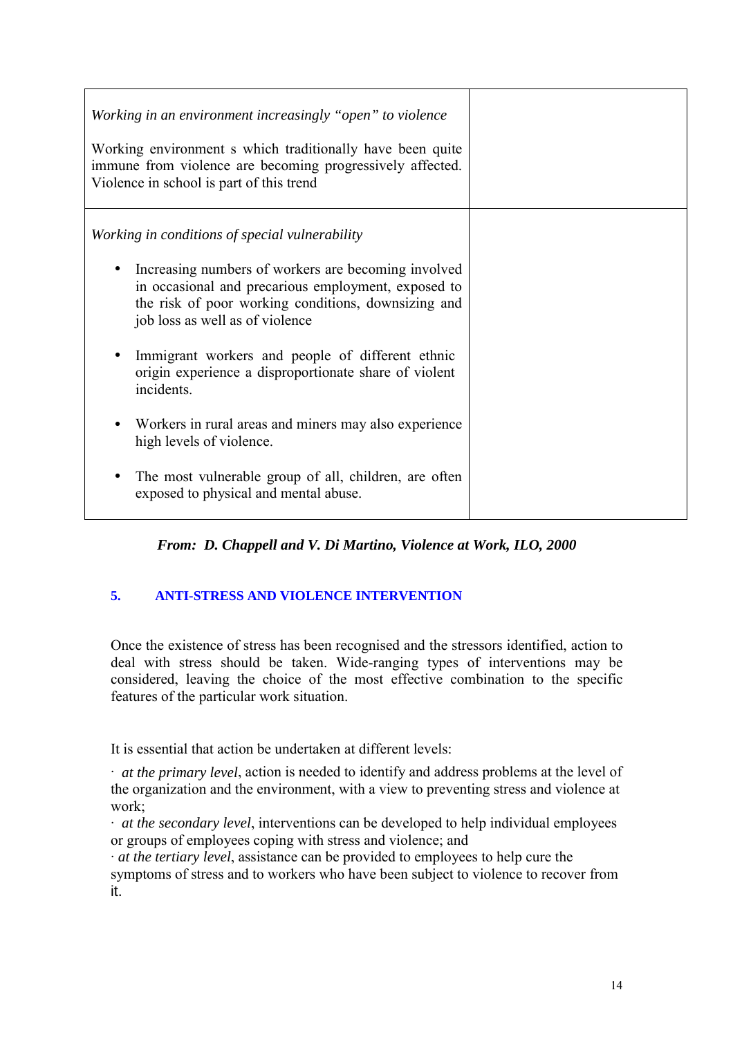| *Working in an environment increasingly "open" to violence*<br><br>Working environment s which traditionally have been quite immune from violence are becoming progressively affected. Violence in school is part of this trend | |
|---|---|
| *Working in conditions of special vulnerability*<br><br>• Increasing numbers of workers are becoming involved in occasional and precarious employment, exposed to the risk of poor working conditions, downsizing and job loss as well as of violence<br><br>• Immigrant workers and people of different ethnic origin experience a disproportionate share of violent incidents.<br><br>• Workers in rural areas and miners may also experience high levels of violence.<br><br>• The most vulnerable group of all, children, are often exposed to physical and mental abuse. | |

***From: D. Chappell and V. Di Martino, Violence at Work, ILO, 2000***

## 5. ANTI-STRESS AND VIOLENCE INTERVENTION

Once the existence of stress has been recognised and the stressors identified, action to deal with stress should be taken. Wide-ranging types of interventions may be considered, leaving the choice of the most effective combination to the specific features of the particular work situation.

It is essential that action be undertaken at different levels:

· *at the primary level*, action is needed to identify and address problems at the level of the organization and the environment, with a view to preventing stress and violence at work;

· *at the secondary level*, interventions can be developed to help individual employees or groups of employees coping with stress and violence; and

· *at the tertiary level*, assistance can be provided to employees to help cure the symptoms of stress and to workers who have been subject to violence to recover from it.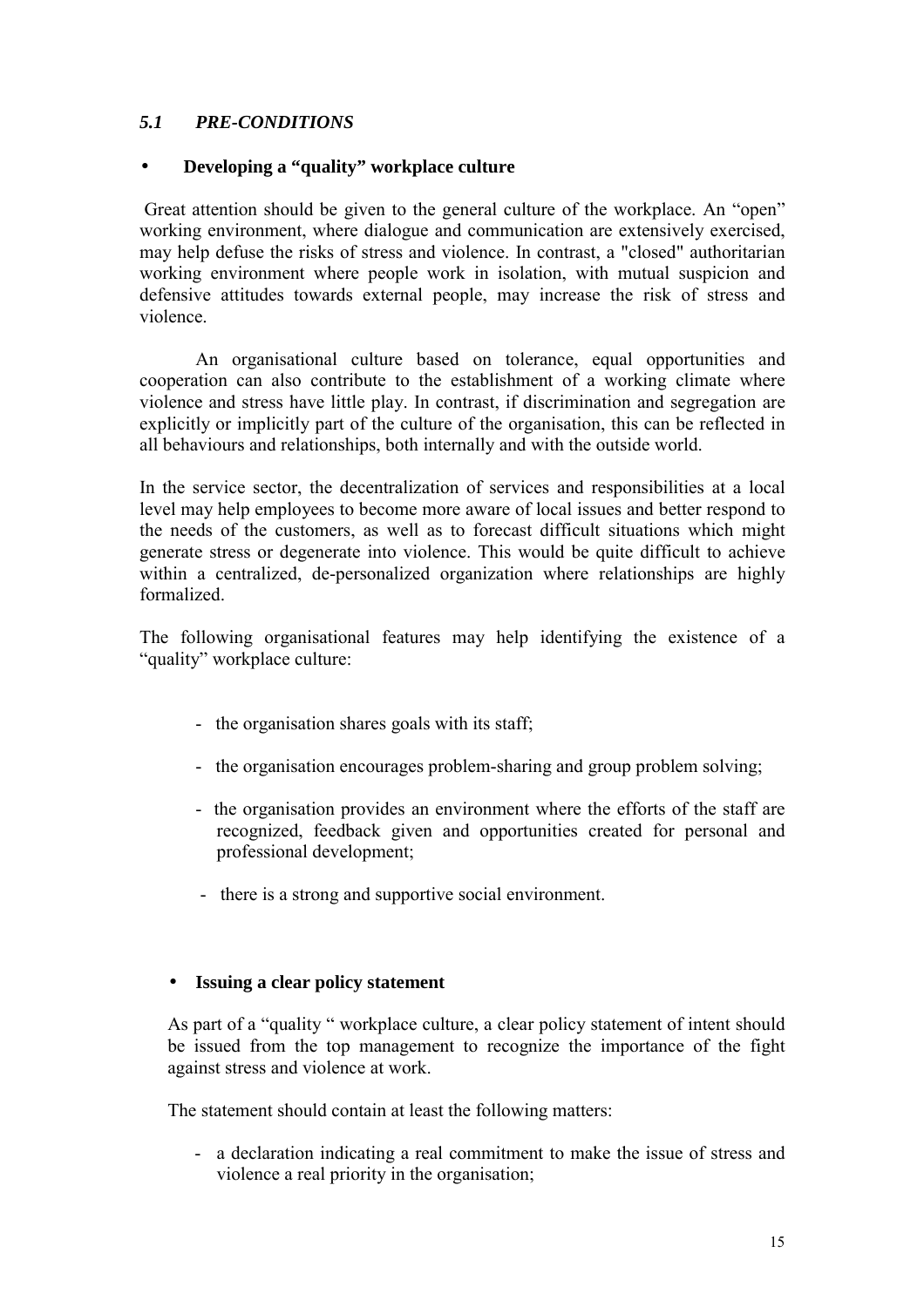### *5.1 PRE-CONDITIONS*

- **Developing a "quality" workplace culture**

Great attention should be given to the general culture of the workplace. An "open" working environment, where dialogue and communication are extensively exercised, may help defuse the risks of stress and violence. In contrast, a "closed" authoritarian working environment where people work in isolation, with mutual suspicion and defensive attitudes towards external people, may increase the risk of stress and violence.

An organisational culture based on tolerance, equal opportunities and cooperation can also contribute to the establishment of a working climate where violence and stress have little play. In contrast, if discrimination and segregation are explicitly or implicitly part of the culture of the organisation, this can be reflected in all behaviours and relationships, both internally and with the outside world.

In the service sector, the decentralization of services and responsibilities at a local level may help employees to become more aware of local issues and better respond to the needs of the customers, as well as to forecast difficult situations which might generate stress or degenerate into violence. This would be quite difficult to achieve within a centralized, de-personalized organization where relationships are highly formalized.

The following organisational features may help identifying the existence of a "quality" workplace culture:

- the organisation shares goals with its staff;
- the organisation encourages problem-sharing and group problem solving;
- the organisation provides an environment where the efforts of the staff are recognized, feedback given and opportunities created for personal and professional development;
- there is a strong and supportive social environment.

- **Issuing a clear policy statement**

As part of a "quality " workplace culture, a clear policy statement of intent should be issued from the top management to recognize the importance of the fight against stress and violence at work.

The statement should contain at least the following matters:

- a declaration indicating a real commitment to make the issue of stress and violence a real priority in the organisation;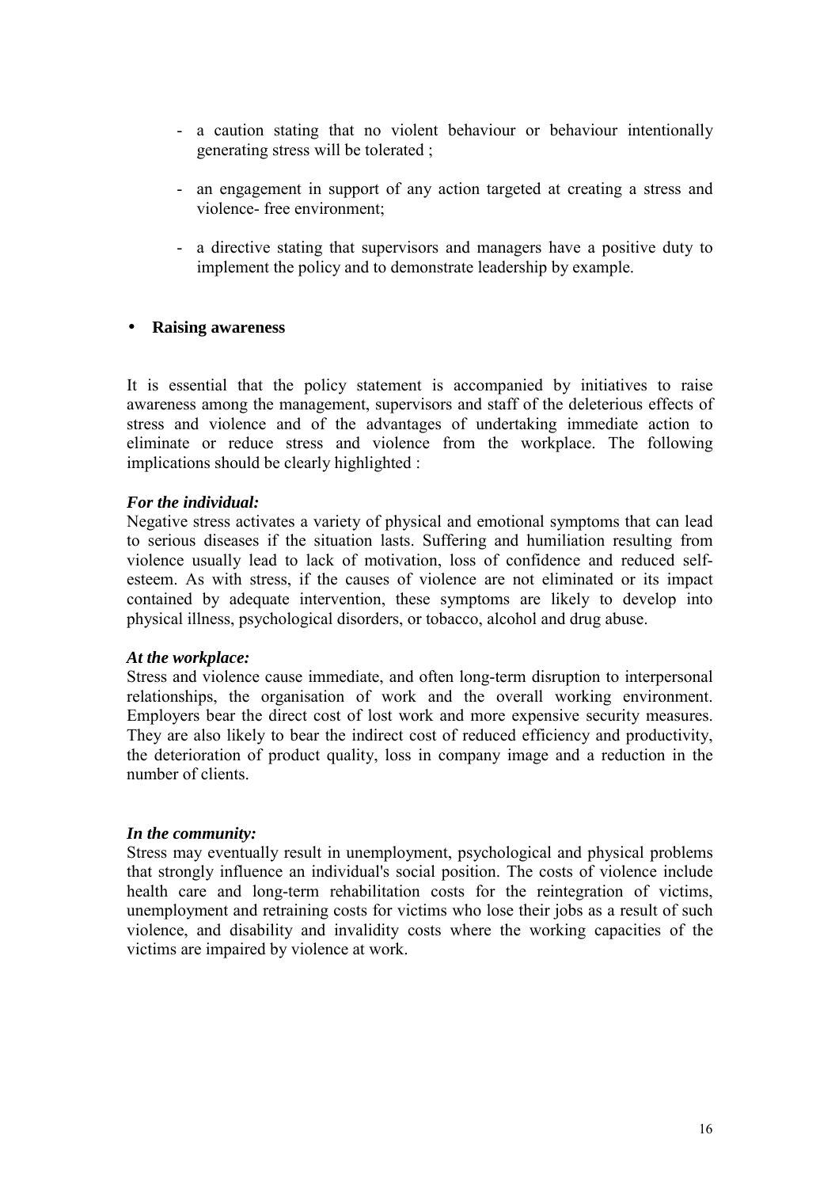- a caution stating that no violent behaviour or behaviour intentionally generating stress will be tolerated ;
- an engagement in support of any action targeted at creating a stress and violence- free environment;
- a directive stating that supervisors and managers have a positive duty to implement the policy and to demonstrate leadership by example.

- **Raising awareness**

It is essential that the policy statement is accompanied by initiatives to raise awareness among the management, supervisors and staff of the deleterious effects of stress and violence and of the advantages of undertaking immediate action to eliminate or reduce stress and violence from the workplace. The following implications should be clearly highlighted :

***For the individual:***
Negative stress activates a variety of physical and emotional symptoms that can lead to serious diseases if the situation lasts. Suffering and humiliation resulting from violence usually lead to lack of motivation, loss of confidence and reduced self-esteem. As with stress, if the causes of violence are not eliminated or its impact contained by adequate intervention, these symptoms are likely to develop into physical illness, psychological disorders, or tobacco, alcohol and drug abuse.

***At the workplace:***
Stress and violence cause immediate, and often long-term disruption to interpersonal relationships, the organisation of work and the overall working environment. Employers bear the direct cost of lost work and more expensive security measures. They are also likely to bear the indirect cost of reduced efficiency and productivity, the deterioration of product quality, loss in company image and a reduction in the number of clients.

***In the community:***
Stress may eventually result in unemployment, psychological and physical problems that strongly influence an individual's social position. The costs of violence include health care and long-term rehabilitation costs for the reintegration of victims, unemployment and retraining costs for victims who lose their jobs as a result of such violence, and disability and invalidity costs where the working capacities of the victims are impaired by violence at work.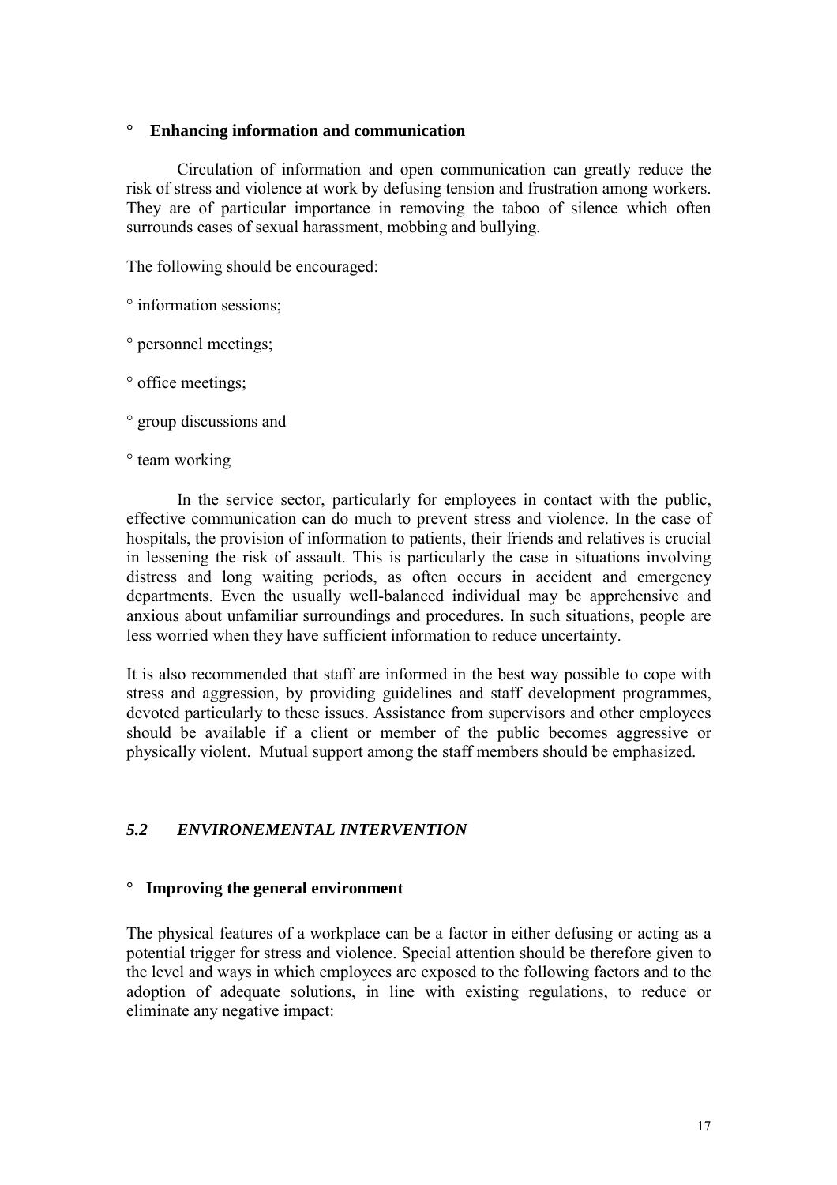° **Enhancing information and communication**

Circulation of information and open communication can greatly reduce the risk of stress and violence at work by defusing tension and frustration among workers. They are of particular importance in removing the taboo of silence which often surrounds cases of sexual harassment, mobbing and bullying.

The following should be encouraged:

° information sessions;

° personnel meetings;

° office meetings;

° group discussions and

° team working

In the service sector, particularly for employees in contact with the public, effective communication can do much to prevent stress and violence. In the case of hospitals, the provision of information to patients, their friends and relatives is crucial in lessening the risk of assault. This is particularly the case in situations involving distress and long waiting periods, as often occurs in accident and emergency departments. Even the usually well-balanced individual may be apprehensive and anxious about unfamiliar surroundings and procedures. In such situations, people are less worried when they have sufficient information to reduce uncertainty.

It is also recommended that staff are informed in the best way possible to cope with stress and aggression, by providing guidelines and staff development programmes, devoted particularly to these issues. Assistance from supervisors and other employees should be available if a client or member of the public becomes aggressive or physically violent. Mutual support among the staff members should be emphasized.

### *5.2 ENVIRONEMENTAL INTERVENTION*

° **Improving the general environment**

The physical features of a workplace can be a factor in either defusing or acting as a potential trigger for stress and violence. Special attention should be therefore given to the level and ways in which employees are exposed to the following factors and to the adoption of adequate solutions, in line with existing regulations, to reduce or eliminate any negative impact: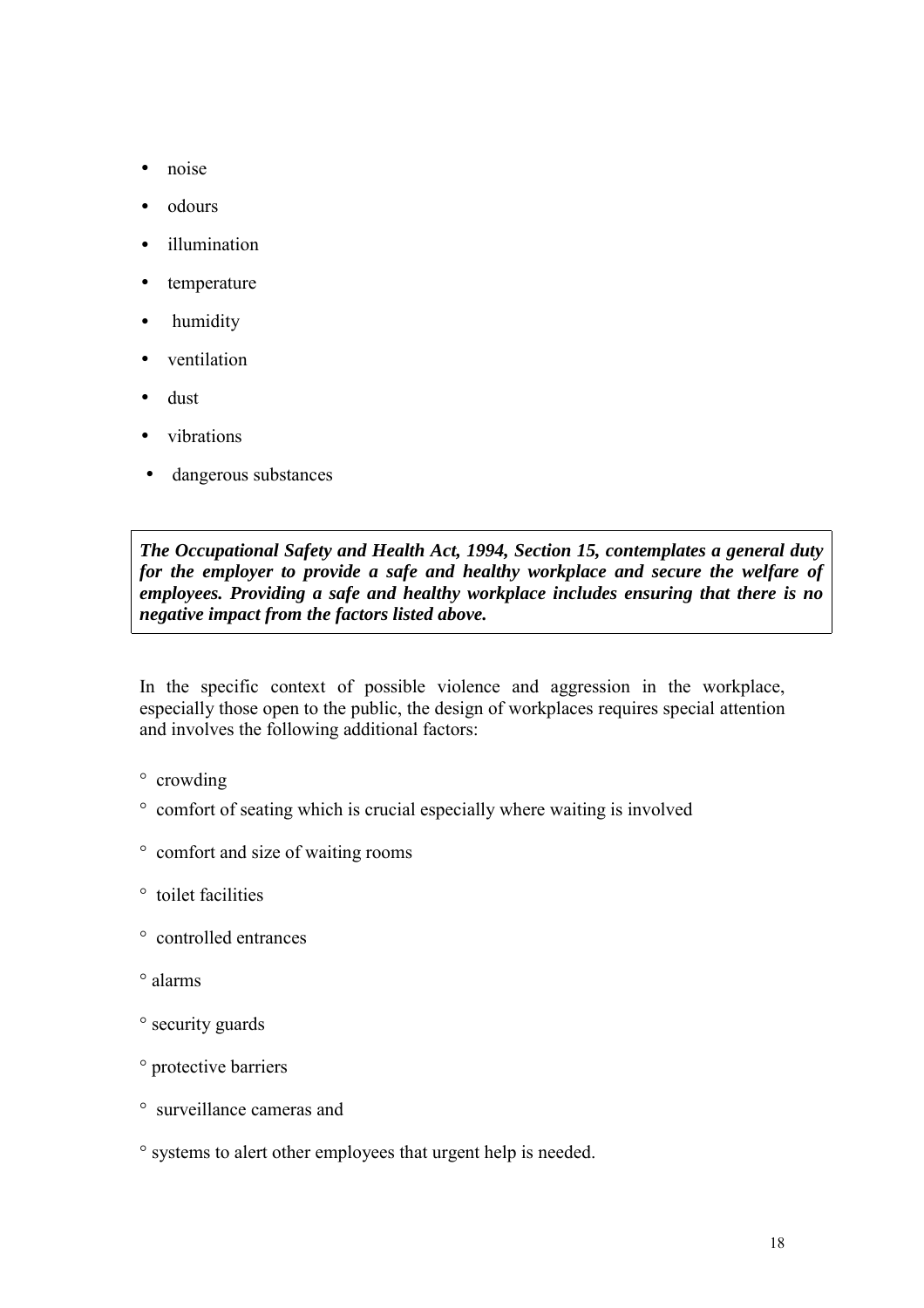- noise
- odours
- illumination
- temperature
- humidity
- ventilation
- dust
- vibrations
- dangerous substances

> ***The Occupational Safety and Health Act, 1994, Section 15, contemplates a general duty for the employer to provide a safe and healthy workplace and secure the welfare of employees. Providing a safe and healthy workplace includes ensuring that there is no negative impact from the factors listed above.***

In the specific context of possible violence and aggression in the workplace, especially those open to the public, the design of workplaces requires special attention and involves the following additional factors:

- crowding
- comfort of seating which is crucial especially where waiting is involved
- comfort and size of waiting rooms
- toilet facilities
- controlled entrances
- alarms
- security guards
- protective barriers
- surveillance cameras and
- systems to alert other employees that urgent help is needed.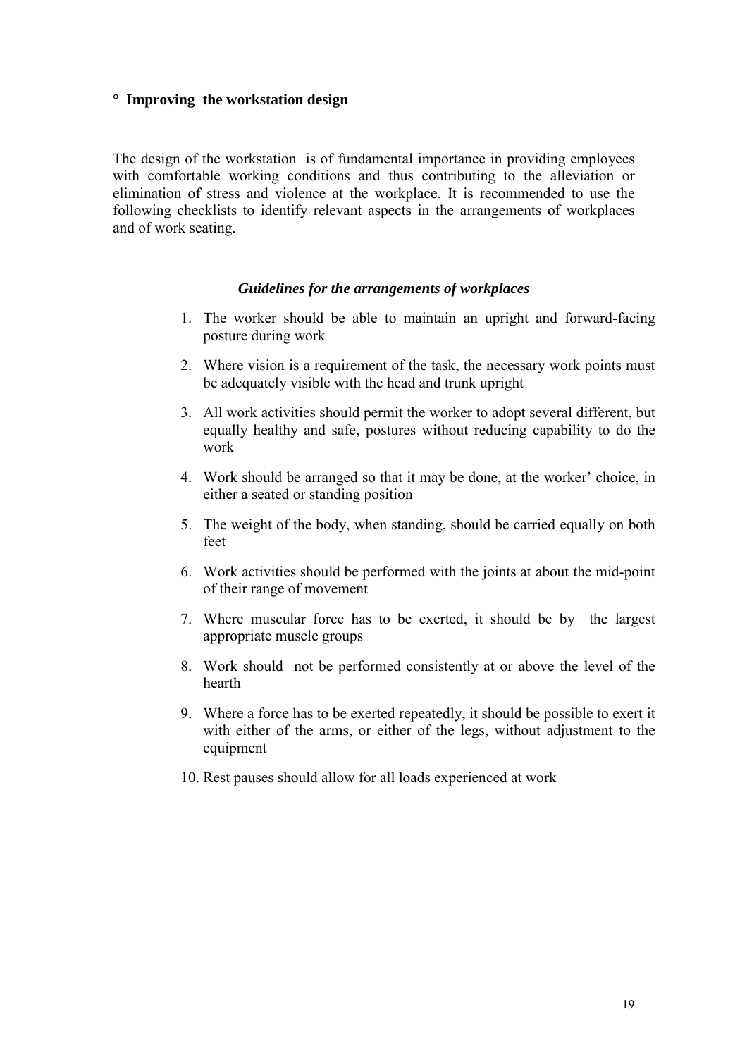### ° **Improving the workstation design**

The design of the workstation is of fundamental importance in providing employees with comfortable working conditions and thus contributing to the alleviation or elimination of stress and violence at the workplace. It is recommended to use the following checklists to identify relevant aspects in the arrangements of workplaces and of work seating.

***Guidelines for the arrangements of workplaces***

1. The worker should be able to maintain an upright and forward-facing posture during work
2. Where vision is a requirement of the task, the necessary work points must be adequately visible with the head and trunk upright
3. All work activities should permit the worker to adopt several different, but equally healthy and safe, postures without reducing capability to do the work
4. Work should be arranged so that it may be done, at the worker' choice, in either a seated or standing position
5. The weight of the body, when standing, should be carried equally on both feet
6. Work activities should be performed with the joints at about the mid-point of their range of movement
7. Where muscular force has to be exerted, it should be by the largest appropriate muscle groups
8. Work should not be performed consistently at or above the level of the hearth
9. Where a force has to be exerted repeatedly, it should be possible to exert it with either of the arms, or either of the legs, without adjustment to the equipment
10. Rest pauses should allow for all loads experienced at work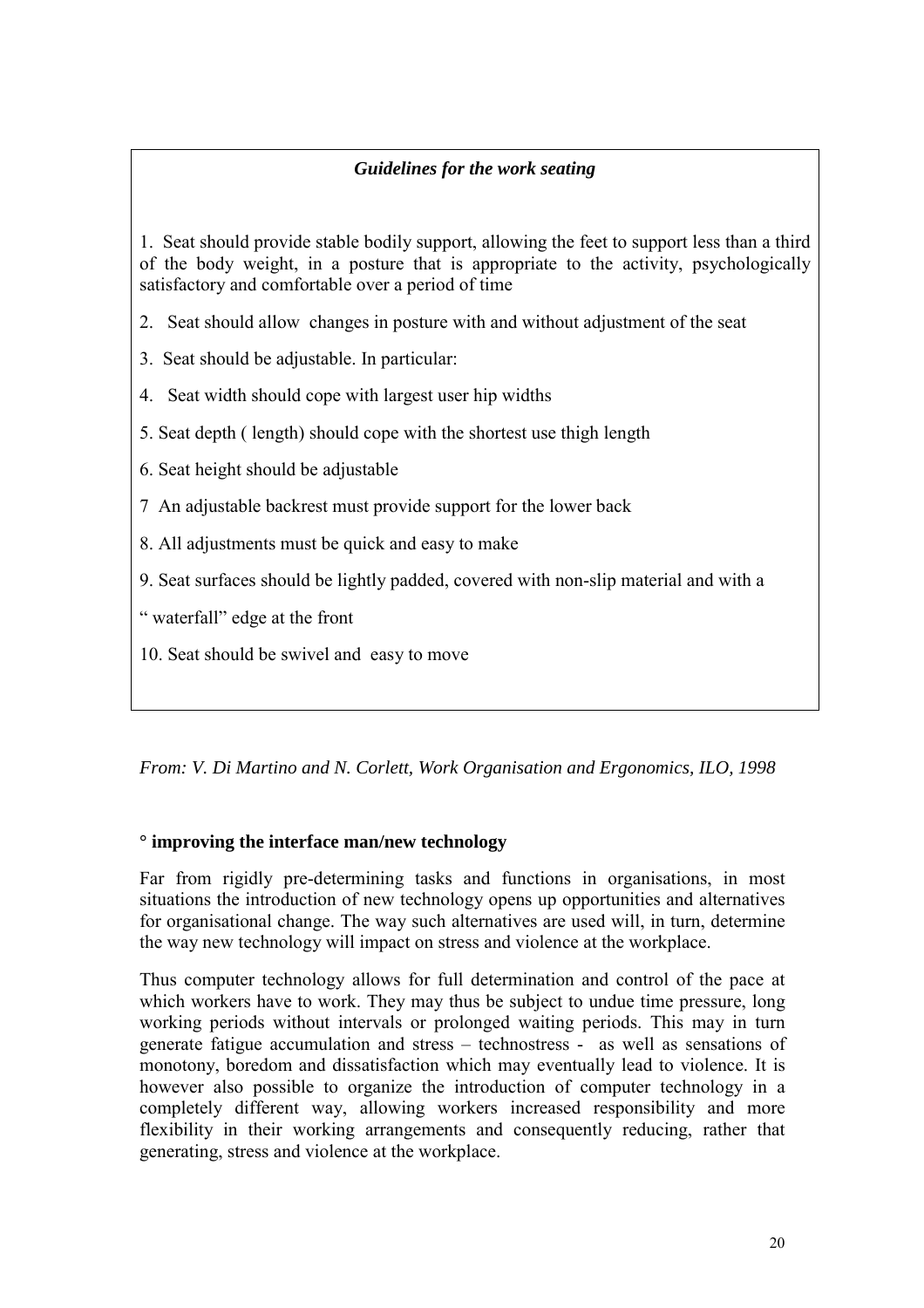### *Guidelines for the work seating*

1. Seat should provide stable bodily support, allowing the feet to support less than a third of the body weight, in a posture that is appropriate to the activity, psychologically satisfactory and comfortable over a period of time

2. Seat should allow changes in posture with and without adjustment of the seat

3. Seat should be adjustable. In particular:

4. Seat width should cope with largest user hip widths

5. Seat depth ( length) should cope with the shortest use thigh length

6. Seat height should be adjustable

7 An adjustable backrest must provide support for the lower back

8. All adjustments must be quick and easy to make

9. Seat surfaces should be lightly padded, covered with non-slip material and with a

" waterfall" edge at the front

10. Seat should be swivel and easy to move

*From: V. Di Martino and N. Corlett, Work Organisation and Ergonomics, ILO, 1998*

**° improving the interface man/new technology**

Far from rigidly pre-determining tasks and functions in organisations, in most situations the introduction of new technology opens up opportunities and alternatives for organisational change. The way such alternatives are used will, in turn, determine the way new technology will impact on stress and violence at the workplace.

Thus computer technology allows for full determination and control of the pace at which workers have to work. They may thus be subject to undue time pressure, long working periods without intervals or prolonged waiting periods. This may in turn generate fatigue accumulation and stress – technostress - as well as sensations of monotony, boredom and dissatisfaction which may eventually lead to violence. It is however also possible to organize the introduction of computer technology in a completely different way, allowing workers increased responsibility and more flexibility in their working arrangements and consequently reducing, rather that generating, stress and violence at the workplace.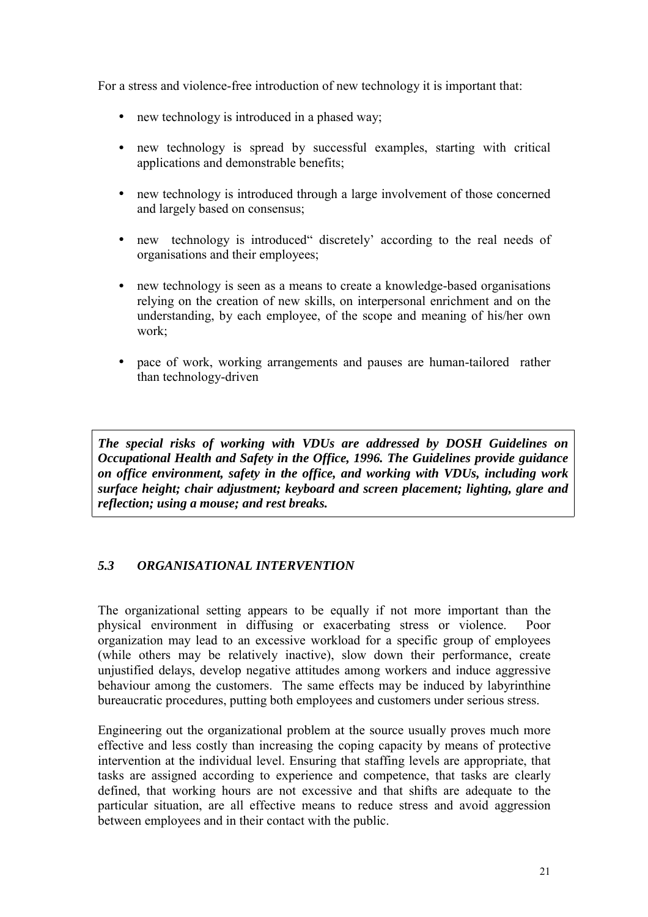For a stress and violence-free introduction of new technology it is important that:

- new technology is introduced in a phased way;
- new technology is spread by successful examples, starting with critical applications and demonstrable benefits;
- new technology is introduced through a large involvement of those concerned and largely based on consensus;
- new technology is introduced" discretely' according to the real needs of organisations and their employees;
- new technology is seen as a means to create a knowledge-based organisations relying on the creation of new skills, on interpersonal enrichment and on the understanding, by each employee, of the scope and meaning of his/her own work;
- pace of work, working arrangements and pauses are human-tailored rather than technology-driven

***The special risks of working with VDUs are addressed by DOSH Guidelines on Occupational Health and Safety in the Office, 1996. The Guidelines provide guidance on office environment, safety in the office, and working with VDUs, including work surface height; chair adjustment; keyboard and screen placement; lighting, glare and reflection; using a mouse; and rest breaks.***

### *5.3 ORGANISATIONAL INTERVENTION*

The organizational setting appears to be equally if not more important than the physical environment in diffusing or exacerbating stress or violence. Poor organization may lead to an excessive workload for a specific group of employees (while others may be relatively inactive), slow down their performance, create unjustified delays, develop negative attitudes among workers and induce aggressive behaviour among the customers. The same effects may be induced by labyrinthine bureaucratic procedures, putting both employees and customers under serious stress.

Engineering out the organizational problem at the source usually proves much more effective and less costly than increasing the coping capacity by means of protective intervention at the individual level. Ensuring that staffing levels are appropriate, that tasks are assigned according to experience and competence, that tasks are clearly defined, that working hours are not excessive and that shifts are adequate to the particular situation, are all effective means to reduce stress and avoid aggression between employees and in their contact with the public.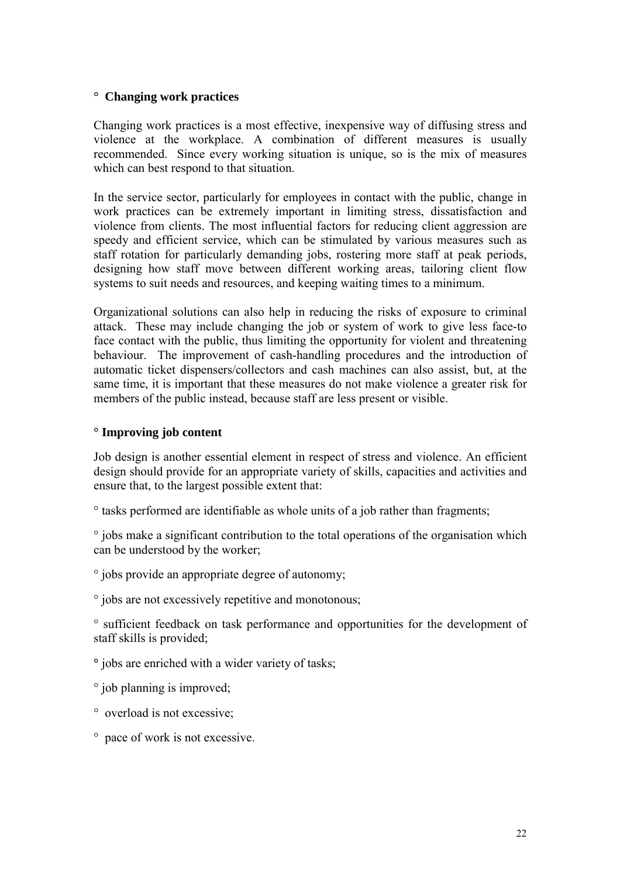° **Changing work practices**

Changing work practices is a most effective, inexpensive way of diffusing stress and violence at the workplace. A combination of different measures is usually recommended. Since every working situation is unique, so is the mix of measures which can best respond to that situation.

In the service sector, particularly for employees in contact with the public, change in work practices can be extremely important in limiting stress, dissatisfaction and violence from clients. The most influential factors for reducing client aggression are speedy and efficient service, which can be stimulated by various measures such as staff rotation for particularly demanding jobs, rostering more staff at peak periods, designing how staff move between different working areas, tailoring client flow systems to suit needs and resources, and keeping waiting times to a minimum.

Organizational solutions can also help in reducing the risks of exposure to criminal attack. These may include changing the job or system of work to give less face-to face contact with the public, thus limiting the opportunity for violent and threatening behaviour. The improvement of cash-handling procedures and the introduction of automatic ticket dispensers/collectors and cash machines can also assist, but, at the same time, it is important that these measures do not make violence a greater risk for members of the public instead, because staff are less present or visible.

° **Improving job content**

Job design is another essential element in respect of stress and violence. An efficient design should provide for an appropriate variety of skills, capacities and activities and ensure that, to the largest possible extent that:

° tasks performed are identifiable as whole units of a job rather than fragments;

° jobs make a significant contribution to the total operations of the organisation which can be understood by the worker;

° jobs provide an appropriate degree of autonomy;

° jobs are not excessively repetitive and monotonous;

° sufficient feedback on task performance and opportunities for the development of staff skills is provided;

° jobs are enriched with a wider variety of tasks;

° job planning is improved;

° overload is not excessive;

° pace of work is not excessive.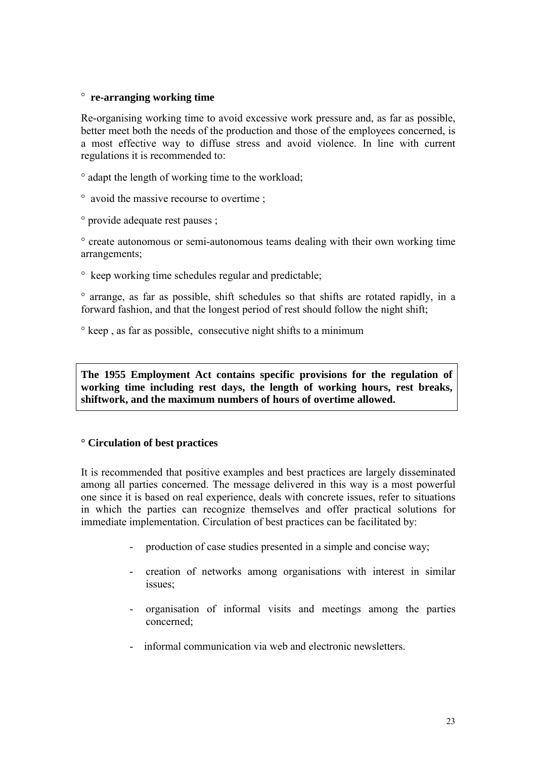° **re-arranging working time**

Re-organising working time to avoid excessive work pressure and, as far as possible, better meet both the needs of the production and those of the employees concerned, is a most effective way to diffuse stress and avoid violence. In line with current regulations it is recommended to:

° adapt the length of working time to the workload;

° avoid the massive recourse to overtime ;

° provide adequate rest pauses ;

° create autonomous or semi-autonomous teams dealing with their own working time arrangements;

° keep working time schedules regular and predictable;

° arrange, as far as possible, shift schedules so that shifts are rotated rapidly, in a forward fashion, and that the longest period of rest should follow the night shift;

° keep , as far as possible, consecutive night shifts to a minimum

**The 1955 Employment Act contains specific provisions for the regulation of working time including rest days, the length of working hours, rest breaks, shiftwork, and the maximum numbers of hours of overtime allowed.**

° **Circulation of best practices**

It is recommended that positive examples and best practices are largely disseminated among all parties concerned. The message delivered in this way is a most powerful one since it is based on real experience, deals with concrete issues, refer to situations in which the parties can recognize themselves and offer practical solutions for immediate implementation. Circulation of best practices can be facilitated by:

- production of case studies presented in a simple and concise way;
- creation of networks among organisations with interest in similar issues;
- organisation of informal visits and meetings among the parties concerned;
- informal communication via web and electronic newsletters.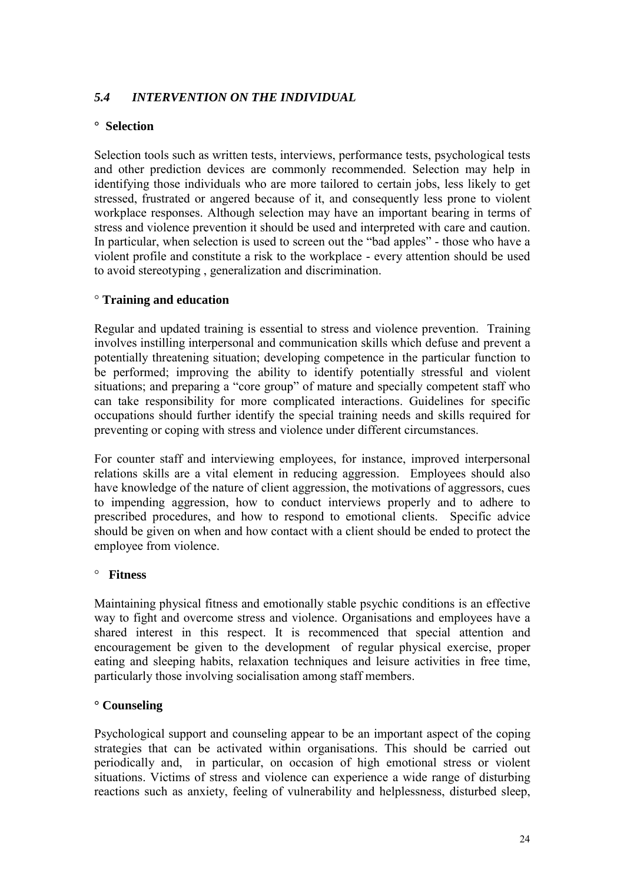### *5.4 INTERVENTION ON THE INDIVIDUAL*

**° Selection**

Selection tools such as written tests, interviews, performance tests, psychological tests and other prediction devices are commonly recommended. Selection may help in identifying those individuals who are more tailored to certain jobs, less likely to get stressed, frustrated or angered because of it, and consequently less prone to violent workplace responses. Although selection may have an important bearing in terms of stress and violence prevention it should be used and interpreted with care and caution. In particular, when selection is used to screen out the "bad apples" - those who have a violent profile and constitute a risk to the workplace - every attention should be used to avoid stereotyping , generalization and discrimination.

**° Training and education**

Regular and updated training is essential to stress and violence prevention. Training involves instilling interpersonal and communication skills which defuse and prevent a potentially threatening situation; developing competence in the particular function to be performed; improving the ability to identify potentially stressful and violent situations; and preparing a "core group" of mature and specially competent staff who can take responsibility for more complicated interactions. Guidelines for specific occupations should further identify the special training needs and skills required for preventing or coping with stress and violence under different circumstances.

For counter staff and interviewing employees, for instance, improved interpersonal relations skills are a vital element in reducing aggression. Employees should also have knowledge of the nature of client aggression, the motivations of aggressors, cues to impending aggression, how to conduct interviews properly and to adhere to prescribed procedures, and how to respond to emotional clients. Specific advice should be given on when and how contact with a client should be ended to protect the employee from violence.

**° Fitness**

Maintaining physical fitness and emotionally stable psychic conditions is an effective way to fight and overcome stress and violence. Organisations and employees have a shared interest in this respect. It is recommenced that special attention and encouragement be given to the development of regular physical exercise, proper eating and sleeping habits, relaxation techniques and leisure activities in free time, particularly those involving socialisation among staff members.

**° Counseling**

Psychological support and counseling appear to be an important aspect of the coping strategies that can be activated within organisations. This should be carried out periodically and, in particular, on occasion of high emotional stress or violent situations. Victims of stress and violence can experience a wide range of disturbing reactions such as anxiety, feeling of vulnerability and helplessness, disturbed sleep,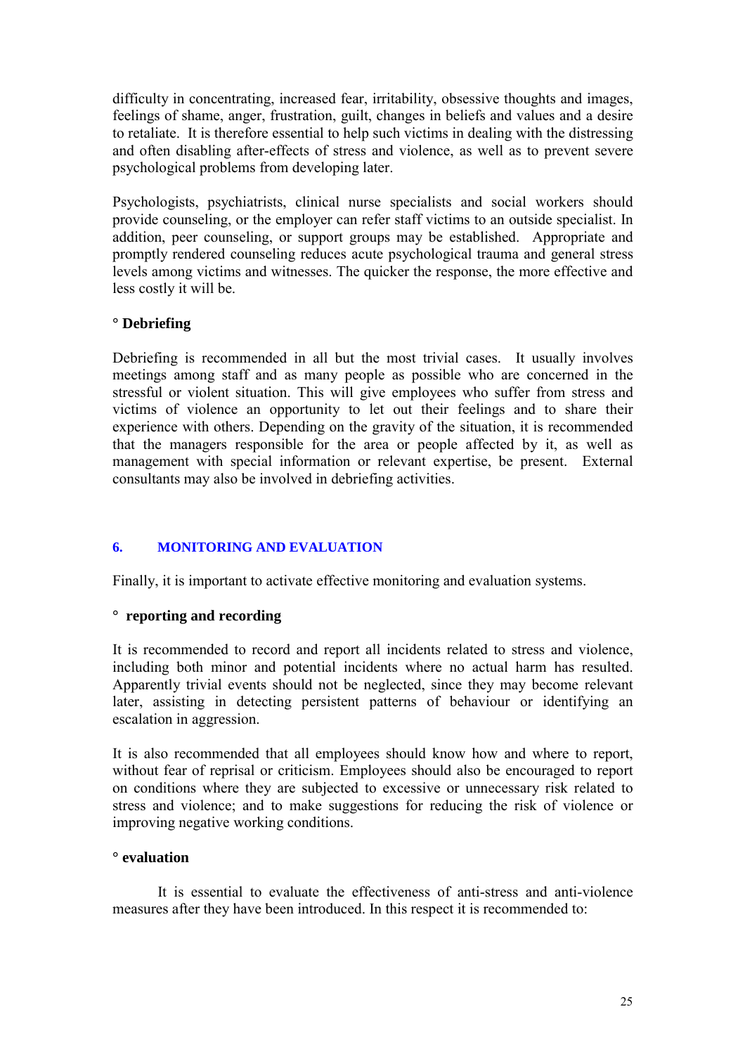difficulty in concentrating, increased fear, irritability, obsessive thoughts and images, feelings of shame, anger, frustration, guilt, changes in beliefs and values and a desire to retaliate. It is therefore essential to help such victims in dealing with the distressing and often disabling after-effects of stress and violence, as well as to prevent severe psychological problems from developing later.

Psychologists, psychiatrists, clinical nurse specialists and social workers should provide counseling, or the employer can refer staff victims to an outside specialist. In addition, peer counseling, or support groups may be established. Appropriate and promptly rendered counseling reduces acute psychological trauma and general stress levels among victims and witnesses. The quicker the response, the more effective and less costly it will be.

**° Debriefing**

Debriefing is recommended in all but the most trivial cases. It usually involves meetings among staff and as many people as possible who are concerned in the stressful or violent situation. This will give employees who suffer from stress and victims of violence an opportunity to let out their feelings and to share their experience with others. Depending on the gravity of the situation, it is recommended that the managers responsible for the area or people affected by it, as well as management with special information or relevant expertise, be present. External consultants may also be involved in debriefing activities.

## 6. MONITORING AND EVALUATION

Finally, it is important to activate effective monitoring and evaluation systems.

**° reporting and recording**

It is recommended to record and report all incidents related to stress and violence, including both minor and potential incidents where no actual harm has resulted. Apparently trivial events should not be neglected, since they may become relevant later, assisting in detecting persistent patterns of behaviour or identifying an escalation in aggression.

It is also recommended that all employees should know how and where to report, without fear of reprisal or criticism. Employees should also be encouraged to report on conditions where they are subjected to excessive or unnecessary risk related to stress and violence; and to make suggestions for reducing the risk of violence or improving negative working conditions.

**° evaluation**

It is essential to evaluate the effectiveness of anti-stress and anti-violence measures after they have been introduced. In this respect it is recommended to: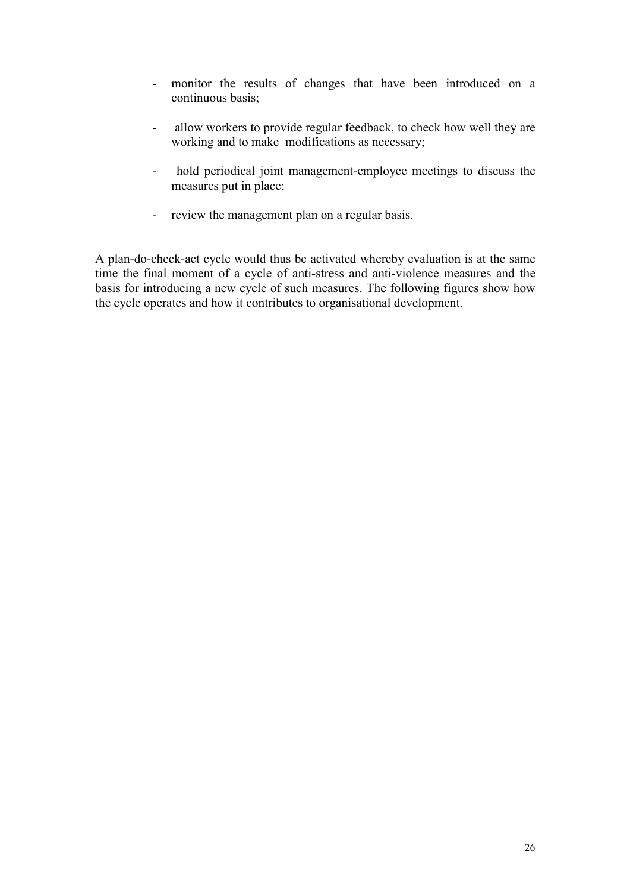- monitor the results of changes that have been introduced on a continuous basis;
- allow workers to provide regular feedback, to check how well they are working and to make modifications as necessary;
- hold periodical joint management-employee meetings to discuss the measures put in place;
- review the management plan on a regular basis.

A plan-do-check-act cycle would thus be activated whereby evaluation is at the same time the final moment of a cycle of anti-stress and anti-violence measures and the basis for introducing a new cycle of such measures. The following figures show how the cycle operates and how it contributes to organisational development.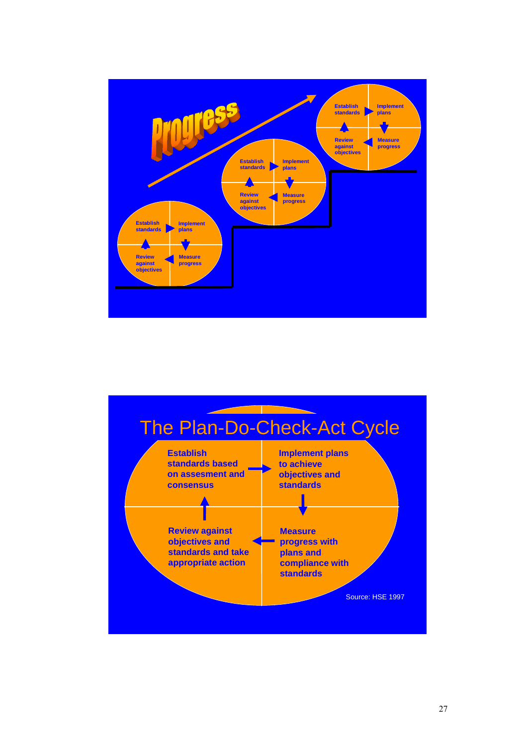Progress

Establish standards

Implement plans

Measure progress

Review against objectives

Establish standards

Implement plans

Measure progress

Review against objectives

Establish standards

Implement plans

Measure progress

Review against objectives

# The Plan-Do-Check-Act Cycle

**Establish standards based on assesment and consensus**

**Implement plans to achieve objectives and standards**

**Measure progress with plans and compliance with standards**

**Review against objectives and standards and take appropriate action**

Source: HSE 1997